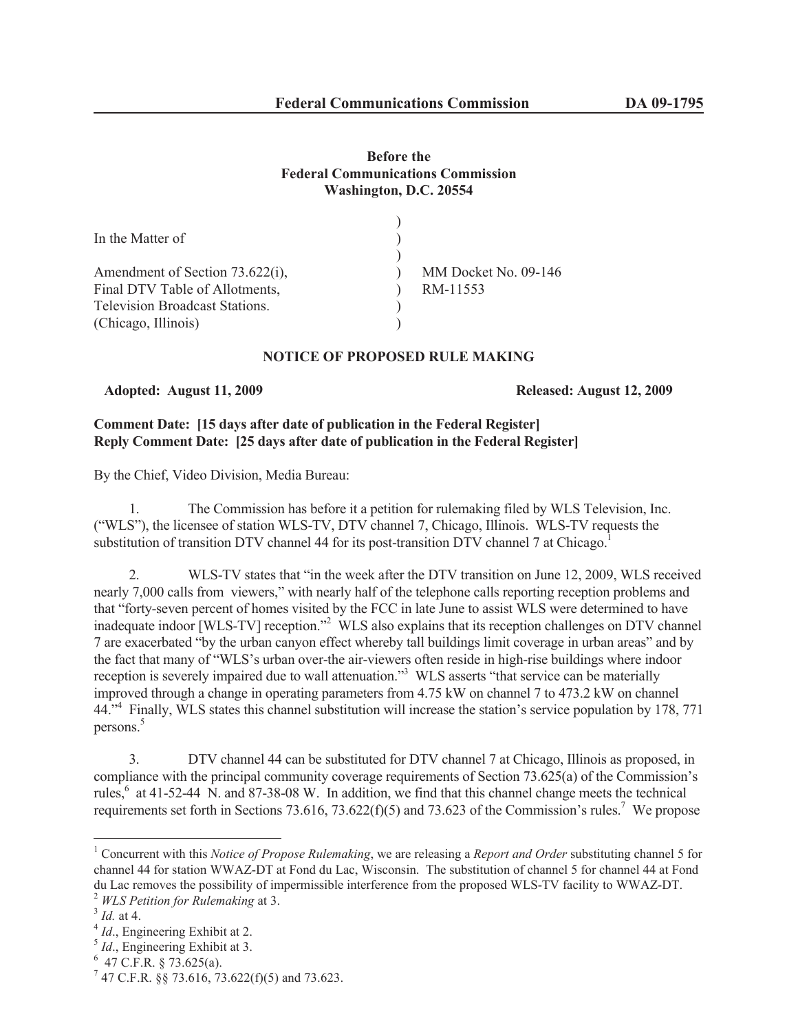**Before the**
**Federal Communications Commission**
**Washington, D.C. 20554**

| | | |
|---|---|---|
| In the Matter of | ) | |
| | ) | |
| Amendment of Section 73.622(i), | ) | MM Docket No. 09-146 |
| Final DTV Table of Allotments, | ) | RM-11553 |
| Television Broadcast Stations. | ) | |
| (Chicago, Illinois) | ) | |

**NOTICE OF PROPOSED RULE MAKING**

**Adopted: August 11, 2009** **Released: August 12, 2009**

**Comment Date: [15 days after date of publication in the Federal Register]**
**Reply Comment Date: [25 days after date of publication in the Federal Register]**

By the Chief, Video Division, Media Bureau:

1. The Commission has before it a petition for rulemaking filed by WLS Television, Inc. ("WLS"), the licensee of station WLS-TV, DTV channel 7, Chicago, Illinois. WLS-TV requests the substitution of transition DTV channel 44 for its post-transition DTV channel 7 at Chicago.[1]

2. WLS-TV states that "in the week after the DTV transition on June 12, 2009, WLS received nearly 7,000 calls from viewers," with nearly half of the telephone calls reporting reception problems and that "forty-seven percent of homes visited by the FCC in late June to assist WLS were determined to have inadequate indoor [WLS-TV] reception."[2] WLS also explains that its reception challenges on DTV channel 7 are exacerbated "by the urban canyon effect whereby tall buildings limit coverage in urban areas" and by the fact that many of "WLS's urban over-the air-viewers often reside in high-rise buildings where indoor reception is severely impaired due to wall attenuation."[3] WLS asserts "that service can be materially improved through a change in operating parameters from 4.75 kW on channel 7 to 473.2 kW on channel 44."[4] Finally, WLS states this channel substitution will increase the station's service population by 178, 771 persons.[5]

3. DTV channel 44 can be substituted for DTV channel 7 at Chicago, Illinois as proposed, in compliance with the principal community coverage requirements of Section 73.625(a) of the Commission's rules,[6] at 41-52-44 N. and 87-38-08 W. In addition, we find that this channel change meets the technical requirements set forth in Sections 73.616, 73.622(f)(5) and 73.623 of the Commission's rules.[7] We propose

---

[1] Concurrent with this *Notice of Propose Rulemaking*, we are releasing a *Report and Order* substituting channel 5 for channel 44 for station WWAZ-DT at Fond du Lac, Wisconsin. The substitution of channel 5 for channel 44 at Fond du Lac removes the possibility of impermissible interference from the proposed WLS-TV facility to WWAZ-DT.

[2] *WLS Petition for Rulemaking* at 3.

[3] *Id.* at 4.

[4] *Id*., Engineering Exhibit at 2.

[5] *Id*., Engineering Exhibit at 3.

[6] 47 C.F.R. § 73.625(a).

[7] 47 C.F.R. §§ 73.616, 73.622(f)(5) and 73.623.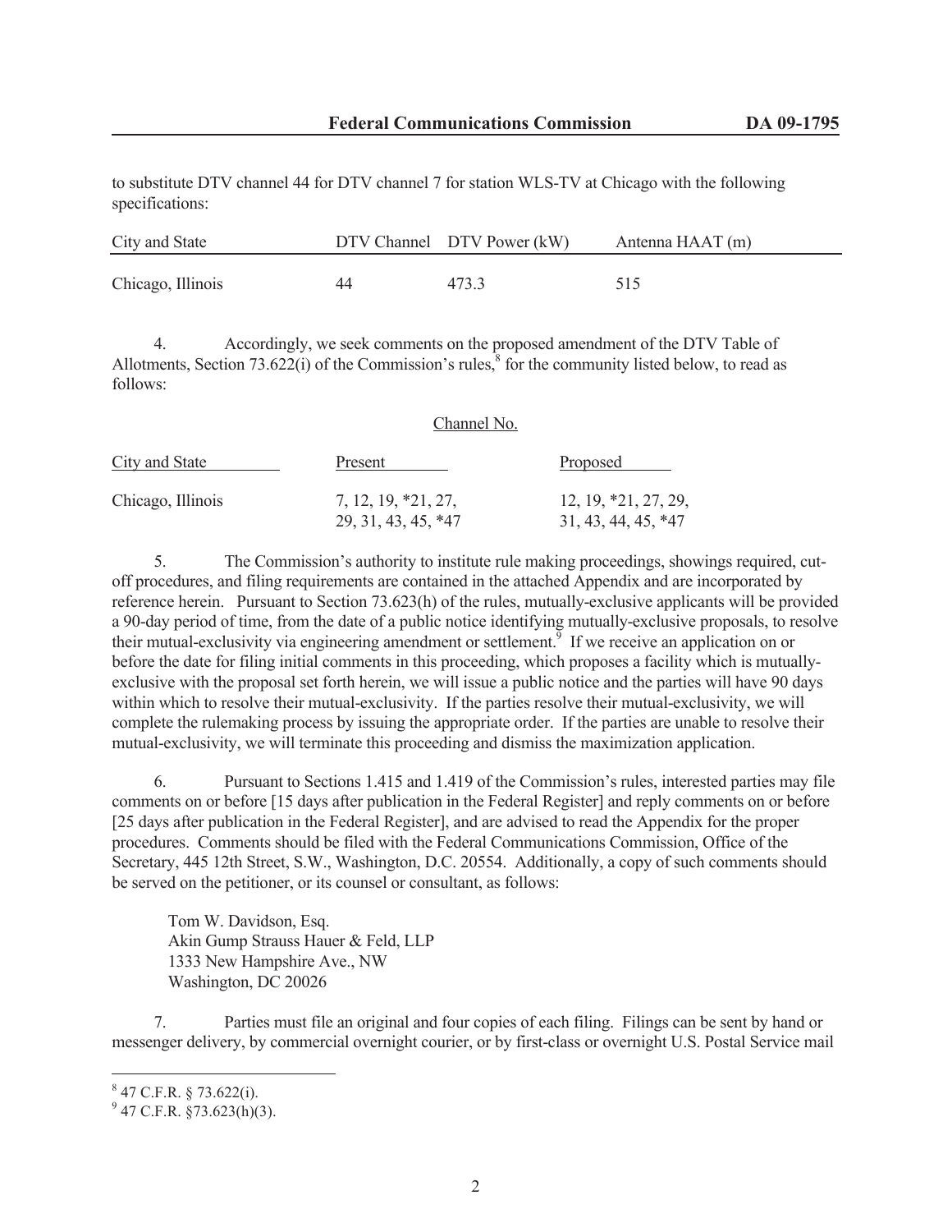to substitute DTV channel 44 for DTV channel 7 for station WLS-TV at Chicago with the following specifications:

| City and State | DTV Channel | DTV Power (kW) | Antenna HAAT (m) |
|---|---|---|---|
| Chicago, Illinois | 44 | 473.3 | 515 |

4. Accordingly, we seek comments on the proposed amendment of the DTV Table of Allotments, Section 73.622(i) of the Commission's rules,[8] for the community listed below, to read as follows:

| | Channel No. | |
|---|---|---|
| City and State | Present | Proposed |
| Chicago, Illinois | 7, 12, 19, *21, 27, 29, 31, 43, 45, *47 | 12, 19, *21, 27, 29, 31, 43, 44, 45, *47 |

5. The Commission's authority to institute rule making proceedings, showings required, cut-off procedures, and filing requirements are contained in the attached Appendix and are incorporated by reference herein. Pursuant to Section 73.623(h) of the rules, mutually-exclusive applicants will be provided a 90-day period of time, from the date of a public notice identifying mutually-exclusive proposals, to resolve their mutual-exclusivity via engineering amendment or settlement.[9] If we receive an application on or before the date for filing initial comments in this proceeding, which proposes a facility which is mutually-exclusive with the proposal set forth herein, we will issue a public notice and the parties will have 90 days within which to resolve their mutual-exclusivity. If the parties resolve their mutual-exclusivity, we will complete the rulemaking process by issuing the appropriate order. If the parties are unable to resolve their mutual-exclusivity, we will terminate this proceeding and dismiss the maximization application.

6. Pursuant to Sections 1.415 and 1.419 of the Commission's rules, interested parties may file comments on or before [15 days after publication in the Federal Register] and reply comments on or before [25 days after publication in the Federal Register], and are advised to read the Appendix for the proper procedures. Comments should be filed with the Federal Communications Commission, Office of the Secretary, 445 12th Street, S.W., Washington, D.C. 20554. Additionally, a copy of such comments should be served on the petitioner, or its counsel or consultant, as follows:

Tom W. Davidson, Esq.
Akin Gump Strauss Hauer & Feld, LLP
1333 New Hampshire Ave., NW
Washington, DC 20026

7. Parties must file an original and four copies of each filing. Filings can be sent by hand or messenger delivery, by commercial overnight courier, or by first-class or overnight U.S. Postal Service mail

---

[8] 47 C.F.R. § 73.622(i).

[9] 47 C.F.R. §73.623(h)(3).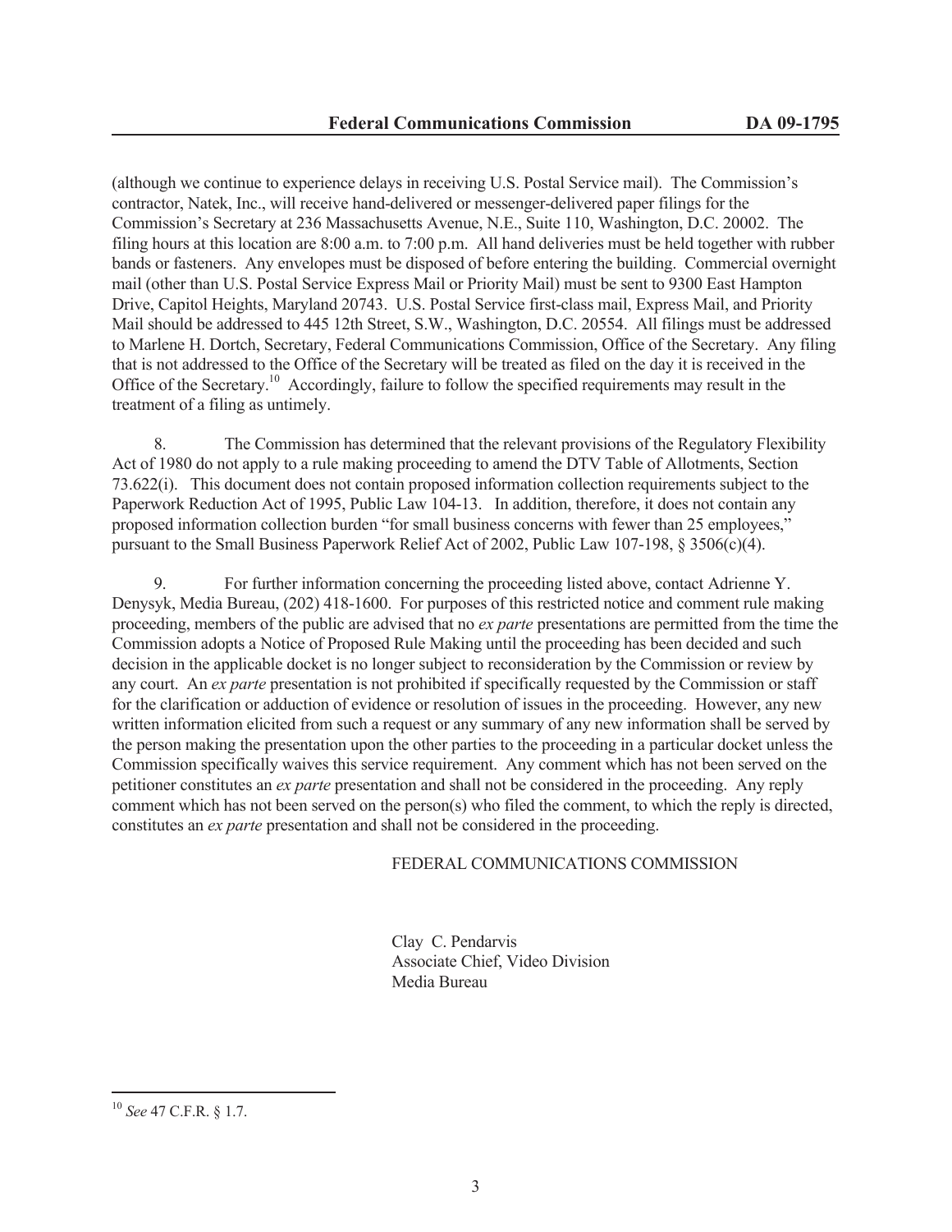(although we continue to experience delays in receiving U.S. Postal Service mail). The Commission's contractor, Natek, Inc., will receive hand-delivered or messenger-delivered paper filings for the Commission's Secretary at 236 Massachusetts Avenue, N.E., Suite 110, Washington, D.C. 20002. The filing hours at this location are 8:00 a.m. to 7:00 p.m. All hand deliveries must be held together with rubber bands or fasteners. Any envelopes must be disposed of before entering the building. Commercial overnight mail (other than U.S. Postal Service Express Mail or Priority Mail) must be sent to 9300 East Hampton Drive, Capitol Heights, Maryland 20743. U.S. Postal Service first-class mail, Express Mail, and Priority Mail should be addressed to 445 12th Street, S.W., Washington, D.C. 20554. All filings must be addressed to Marlene H. Dortch, Secretary, Federal Communications Commission, Office of the Secretary. Any filing that is not addressed to the Office of the Secretary will be treated as filed on the day it is received in the Office of the Secretary.[10] Accordingly, failure to follow the specified requirements may result in the treatment of a filing as untimely.

8. The Commission has determined that the relevant provisions of the Regulatory Flexibility Act of 1980 do not apply to a rule making proceeding to amend the DTV Table of Allotments, Section 73.622(i). This document does not contain proposed information collection requirements subject to the Paperwork Reduction Act of 1995, Public Law 104-13. In addition, therefore, it does not contain any proposed information collection burden "for small business concerns with fewer than 25 employees," pursuant to the Small Business Paperwork Relief Act of 2002, Public Law 107-198, § 3506(c)(4).

9. For further information concerning the proceeding listed above, contact Adrienne Y. Denysyk, Media Bureau, (202) 418-1600. For purposes of this restricted notice and comment rule making proceeding, members of the public are advised that no *ex parte* presentations are permitted from the time the Commission adopts a Notice of Proposed Rule Making until the proceeding has been decided and such decision in the applicable docket is no longer subject to reconsideration by the Commission or review by any court. An *ex parte* presentation is not prohibited if specifically requested by the Commission or staff for the clarification or adduction of evidence or resolution of issues in the proceeding. However, any new written information elicited from such a request or any summary of any new information shall be served by the person making the presentation upon the other parties to the proceeding in a particular docket unless the Commission specifically waives this service requirement. Any comment which has not been served on the petitioner constitutes an *ex parte* presentation and shall not be considered in the proceeding. Any reply comment which has not been served on the person(s) who filed the comment, to which the reply is directed, constitutes an *ex parte* presentation and shall not be considered in the proceeding.

FEDERAL COMMUNICATIONS COMMISSION

Clay C. Pendarvis
Associate Chief, Video Division
Media Bureau

---

[10] *See* 47 C.F.R. § 1.7.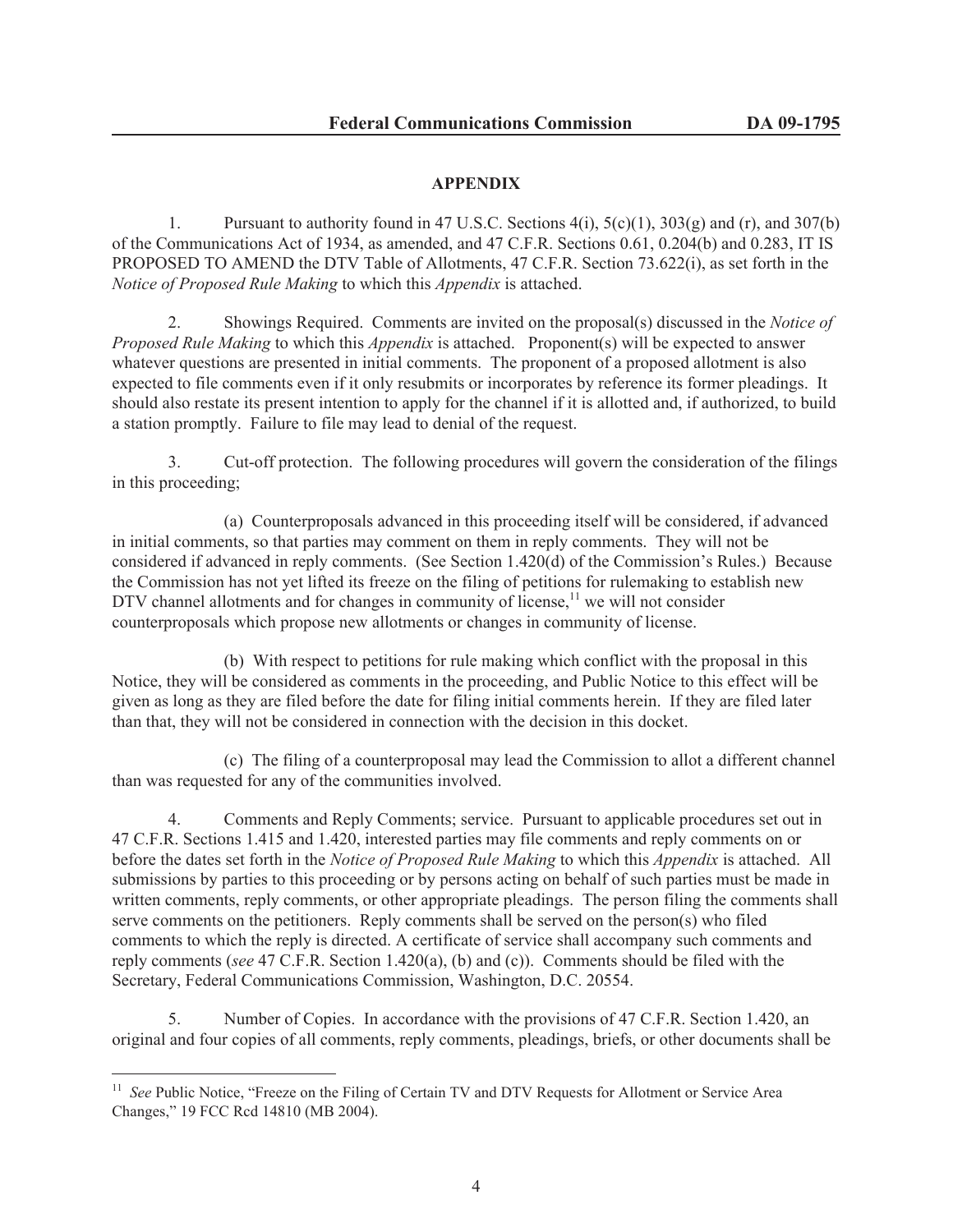## APPENDIX

1. Pursuant to authority found in 47 U.S.C. Sections 4(i), 5(c)(1), 303(g) and (r), and 307(b) of the Communications Act of 1934, as amended, and 47 C.F.R. Sections 0.61, 0.204(b) and 0.283, IT IS PROPOSED TO AMEND the DTV Table of Allotments, 47 C.F.R. Section 73.622(i), as set forth in the *Notice of Proposed Rule Making* to which this *Appendix* is attached.

2. Showings Required. Comments are invited on the proposal(s) discussed in the *Notice of Proposed Rule Making* to which this *Appendix* is attached. Proponent(s) will be expected to answer whatever questions are presented in initial comments. The proponent of a proposed allotment is also expected to file comments even if it only resubmits or incorporates by reference its former pleadings. It should also restate its present intention to apply for the channel if it is allotted and, if authorized, to build a station promptly. Failure to file may lead to denial of the request.

3. Cut-off protection. The following procedures will govern the consideration of the filings in this proceeding;

(a) Counterproposals advanced in this proceeding itself will be considered, if advanced in initial comments, so that parties may comment on them in reply comments. They will not be considered if advanced in reply comments. (See Section 1.420(d) of the Commission's Rules.) Because the Commission has not yet lifted its freeze on the filing of petitions for rulemaking to establish new DTV channel allotments and for changes in community of license,[11] we will not consider counterproposals which propose new allotments or changes in community of license.

(b) With respect to petitions for rule making which conflict with the proposal in this Notice, they will be considered as comments in the proceeding, and Public Notice to this effect will be given as long as they are filed before the date for filing initial comments herein. If they are filed later than that, they will not be considered in connection with the decision in this docket.

(c) The filing of a counterproposal may lead the Commission to allot a different channel than was requested for any of the communities involved.

4. Comments and Reply Comments; service. Pursuant to applicable procedures set out in 47 C.F.R. Sections 1.415 and 1.420, interested parties may file comments and reply comments on or before the dates set forth in the *Notice of Proposed Rule Making* to which this *Appendix* is attached. All submissions by parties to this proceeding or by persons acting on behalf of such parties must be made in written comments, reply comments, or other appropriate pleadings. The person filing the comments shall serve comments on the petitioners. Reply comments shall be served on the person(s) who filed comments to which the reply is directed. A certificate of service shall accompany such comments and reply comments (*see* 47 C.F.R. Section 1.420(a), (b) and (c)). Comments should be filed with the Secretary, Federal Communications Commission, Washington, D.C. 20554.

5. Number of Copies. In accordance with the provisions of 47 C.F.R. Section 1.420, an original and four copies of all comments, reply comments, pleadings, briefs, or other documents shall be

---

[11] *See* Public Notice, "Freeze on the Filing of Certain TV and DTV Requests for Allotment or Service Area Changes," 19 FCC Rcd 14810 (MB 2004).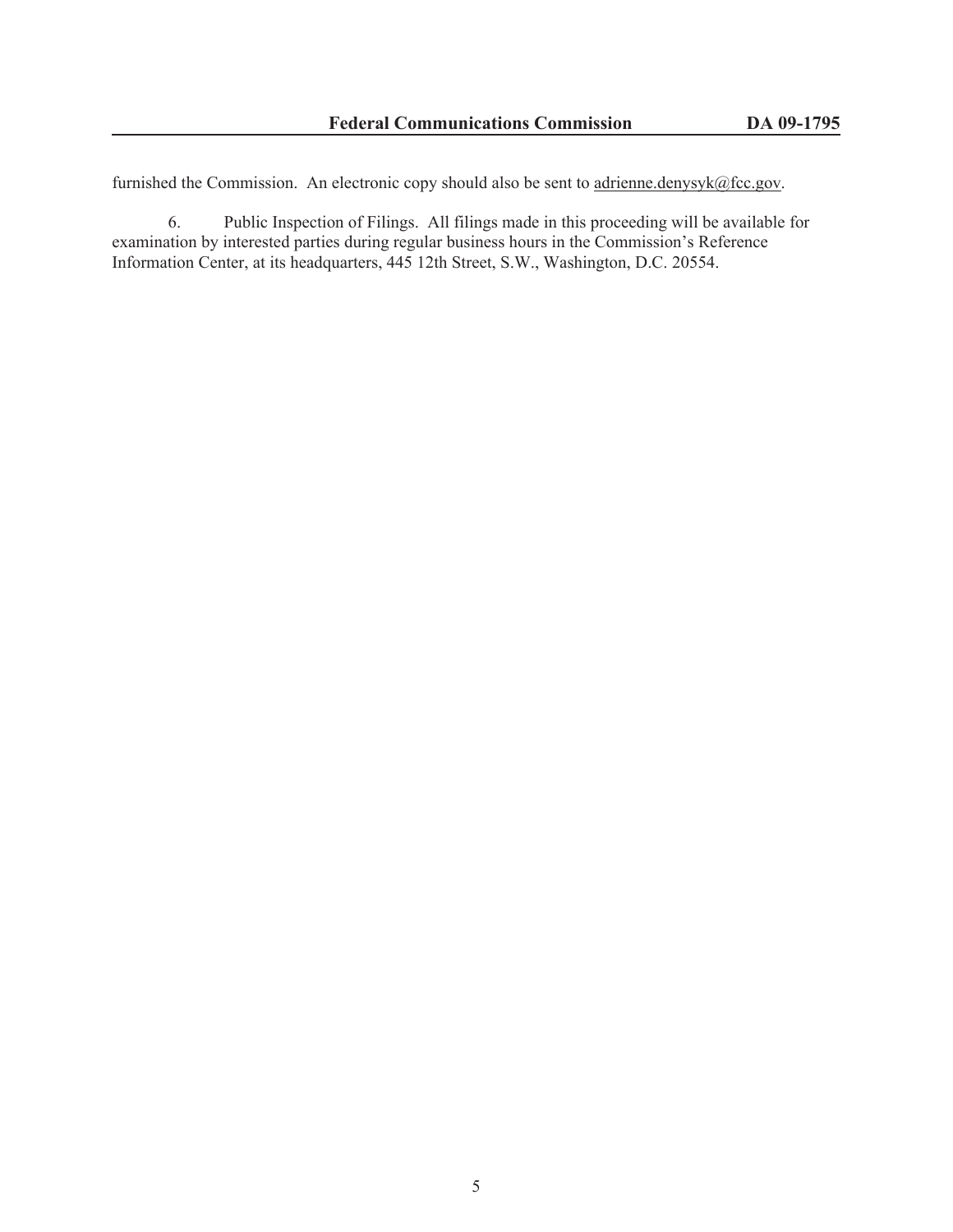furnished the Commission. An electronic copy should also be sent to adrienne.denysyk@fcc.gov.

6. Public Inspection of Filings. All filings made in this proceeding will be available for examination by interested parties during regular business hours in the Commission's Reference Information Center, at its headquarters, 445 12th Street, S.W., Washington, D.C. 20554.